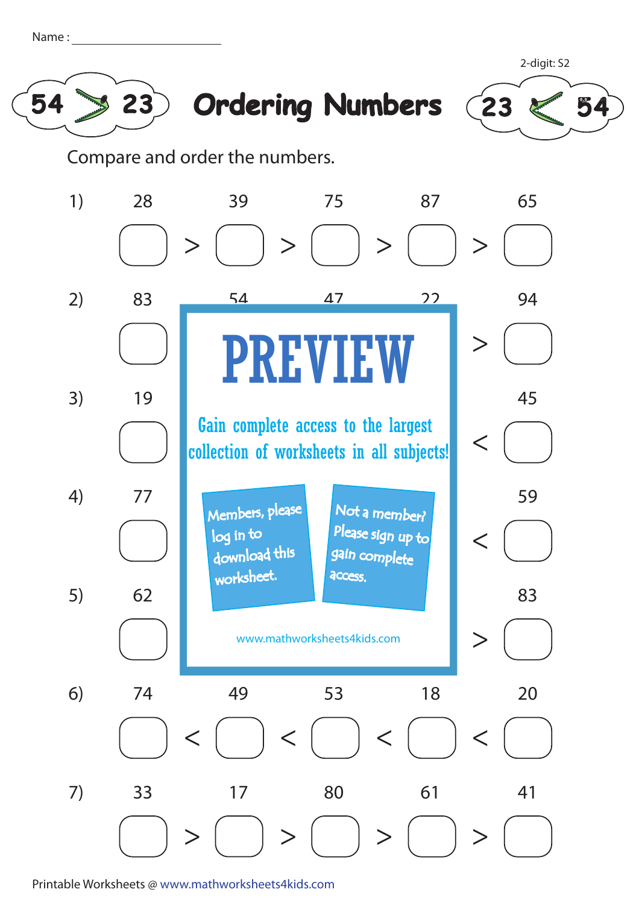Name : ______________________

2-digit: S2

# Ordering Numbers

54 > 23 &nbsp;&nbsp;&nbsp; 23 < 54

Compare and order the numbers.

1) 28 &nbsp;&nbsp; 39 &nbsp;&nbsp; 75 &nbsp;&nbsp; 87 &nbsp;&nbsp; 65

☐ > ☐ > ☐ > ☐ > ☐

2) 83 &nbsp;&nbsp; 54 &nbsp;&nbsp; 47 &nbsp;&nbsp; 22 &nbsp;&nbsp; 94

☐ ... > ☐

3) 19 ... 45

☐ ... < ☐

4) 77 ... 59

☐ ... < ☐

5) 62 ... 83

☐ ... > ☐

**PREVIEW**

Gain complete access to the largest collection of worksheets in all subjects!

Members, please log in to download this worksheet.

Not a member? Please sign up to gain complete access.

www.mathworksheets4kids.com

6) 74 &nbsp;&nbsp; 49 &nbsp;&nbsp; 53 &nbsp;&nbsp; 18 &nbsp;&nbsp; 20

☐ < ☐ < ☐ < ☐ < ☐

7) 33 &nbsp;&nbsp; 17 &nbsp;&nbsp; 80 &nbsp;&nbsp; 61 &nbsp;&nbsp; 41

☐ > ☐ > ☐ > ☐ > ☐

Printable Worksheets @ www.mathworksheets4kids.com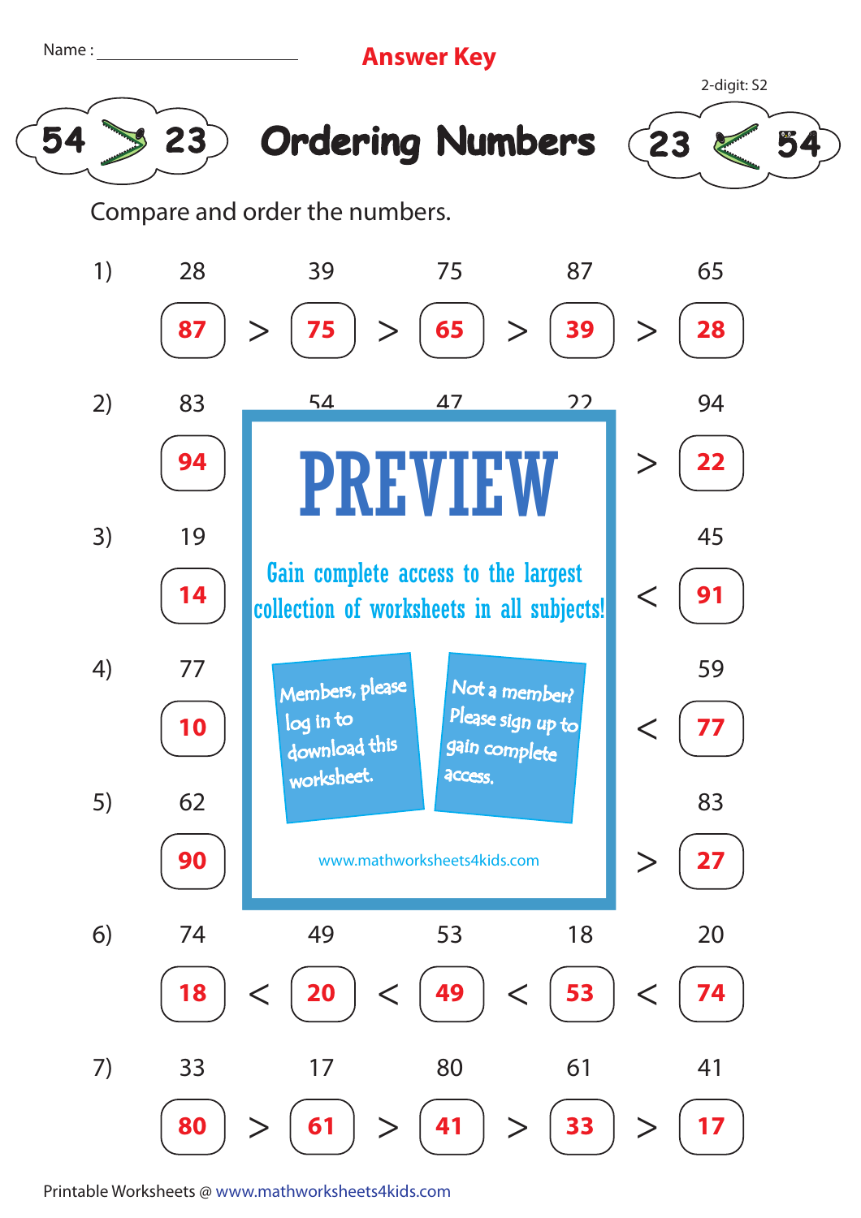Name : ____________________

**Answer Key**

2-digit: S2

# Ordering Numbers

54 > 23 23 < 54

Compare and order the numbers.

| | | | | | | | | | | |
|---|---|---|---|---|---|---|---|---|---|---|
| 1) | 28 | | 39 | | 75 | | 87 | | 65 |
| | **87** | > | **75** | > | **65** | > | **39** | > | **28** |
| 2) | 83 | | 54 | | 47 | | 22 | | 94 |
| | **94** | | | | | | | > | **22** |
| 3) | 19 | | | | | | | | 45 |
| | **14** | | | | | | | < | **91** |
| 4) | 77 | | | | | | | | 59 |
| | **10** | | | | | | | < | **77** |
| 5) | 62 | | | | | | | | 83 |
| | **90** | | | | | | | > | **27** |
| 6) | 74 | | 49 | | 53 | | 18 | | 20 |
| | **18** | < | **20** | < | **49** | < | **53** | < | **74** |
| 7) | 33 | | 17 | | 80 | | 61 | | 41 |
| | **80** | > | **61** | > | **41** | > | **33** | > | **17** |

PREVIEW

Gain complete access to the largest collection of worksheets in all subjects!

Members, please log in to download this worksheet.

Not a member? Please sign up to gain complete access.

www.mathworksheets4kids.com

Printable Worksheets @ www.mathworksheets4kids.com